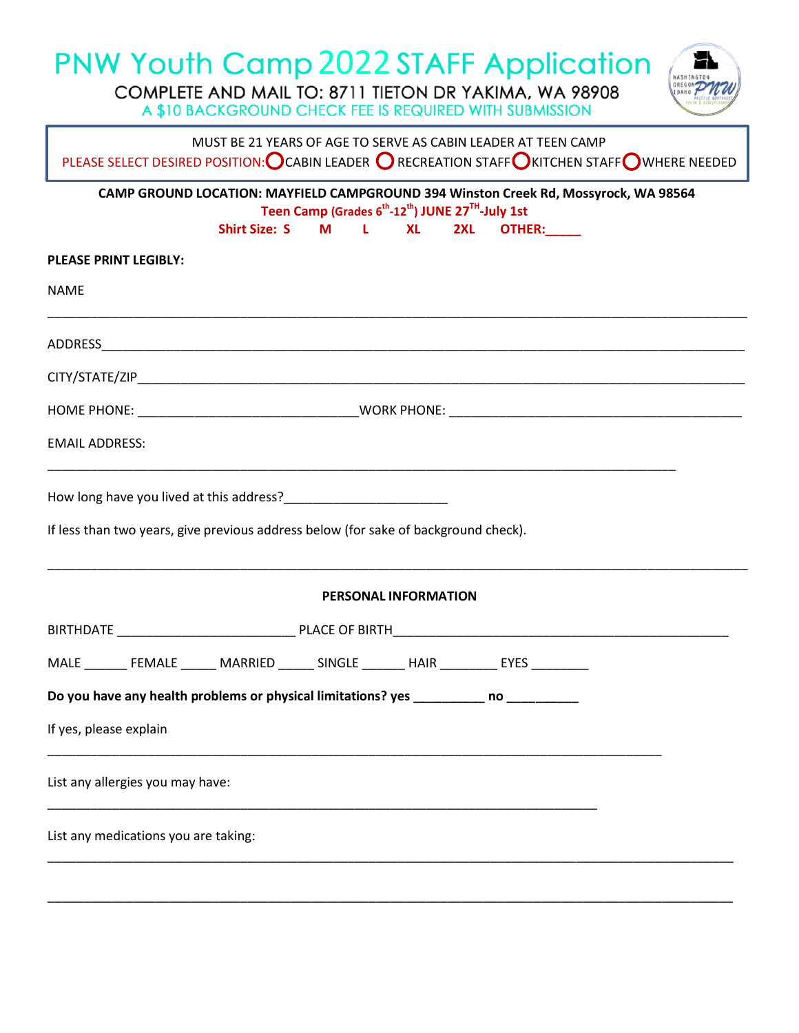# PNW Youth Camp 2022 STAFF Application

COMPLETE AND MAIL TO: 8711 TIETON DR YAKIMA, WA 98908

A $10 BACKGROUND CHECK FEE IS REQUIRED WITH SUBMISSION

MUST BE 21 YEARS OF AGE TO SERVE AS CABIN LEADER AT TEEN CAMP

PLEASE SELECT DESIRED POSITION: ◯ CABIN LEADER ◯ RECREATION STAFF ◯ KITCHEN STAFF ◯ WHERE NEEDED

**CAMP GROUND LOCATION: MAYFIELD CAMPGROUND 394 Winston Creek Rd, Mossyrock, WA 98564**

**Teen Camp (Grades 6th-12th) JUNE 27TH-July 1st**

**Shirt Size: S M L XL 2XL OTHER:_____**

**PLEASE PRINT LEGIBLY:**

NAME

_______________________________________________________________________________

ADDRESS_________________________________________________________________________

CITY/STATE/ZIP___________________________________________________________________

HOME PHONE: ______________________________WORK PHONE: ________________________________________

EMAIL ADDRESS:

_______________________________________________________________________________

How long have you lived at this address?______________________

If less than two years, give previous address below (for sake of background check).

_______________________________________________________________________________

**PERSONAL INFORMATION**

BIRTHDATE ________________________ PLACE OF BIRTH_______________________________________________

MALE ______ FEMALE _____ MARRIED _____ SINGLE ______ HAIR ________ EYES ________

**Do you have any health problems or physical limitations? yes __________ no __________**

If yes, please explain

_______________________________________________________________________________

List any allergies you may have:

_______________________________________________________________________________

List any medications you are taking:

_______________________________________________________________________________

_______________________________________________________________________________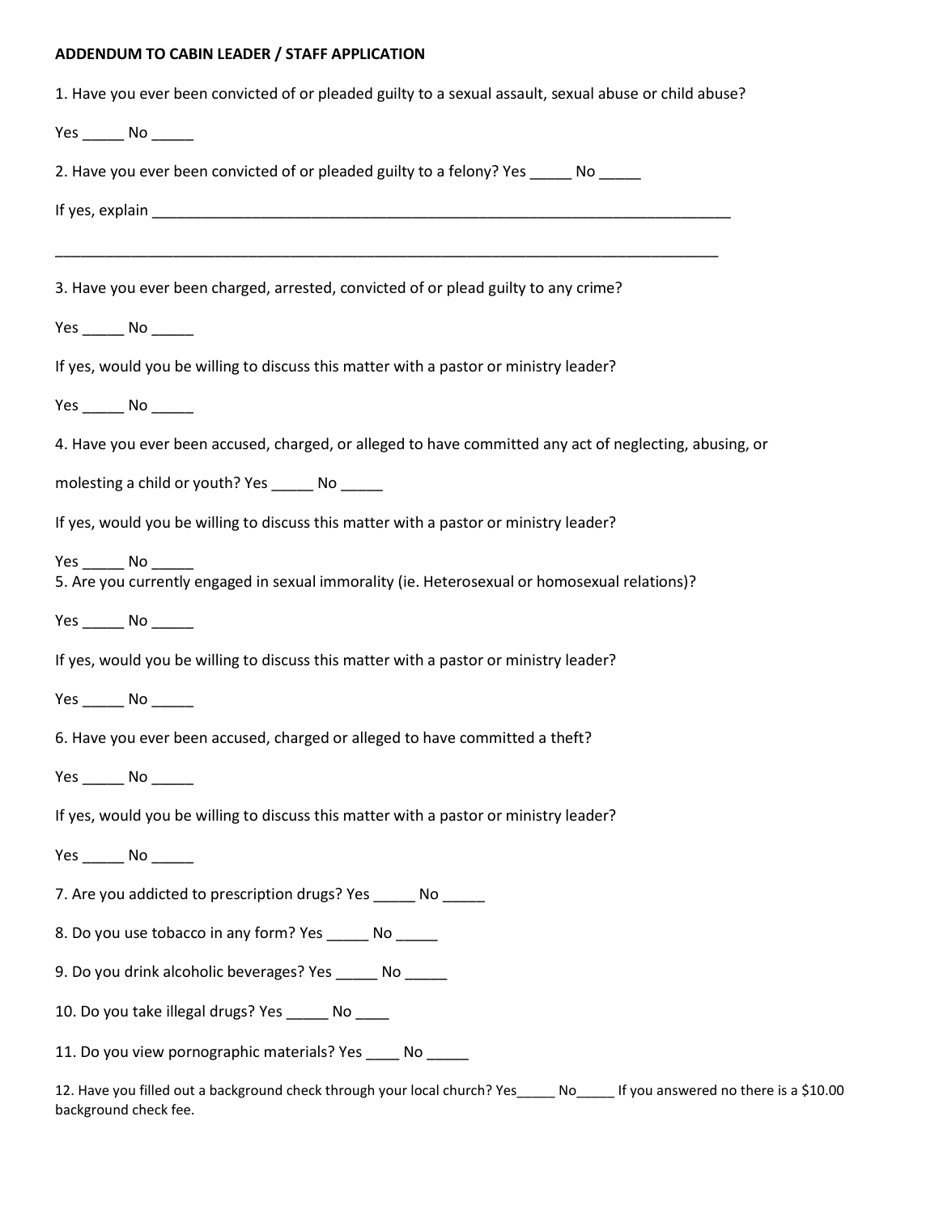**ADDENDUM TO CABIN LEADER / STAFF APPLICATION**

1. Have you ever been convicted of or pleaded guilty to a sexual assault, sexual abuse or child abuse?

Yes _____ No _____

2. Have you ever been convicted of or pleaded guilty to a felony? Yes _____ No _____

If yes, explain ___________________________________________________________________________

_____________________________________________________________________________________

3. Have you ever been charged, arrested, convicted of or plead guilty to any crime?

Yes _____ No _____

If yes, would you be willing to discuss this matter with a pastor or ministry leader?

Yes _____ No _____

4. Have you ever been accused, charged, or alleged to have committed any act of neglecting, abusing, or molesting a child or youth? Yes _____ No _____

If yes, would you be willing to discuss this matter with a pastor or ministry leader?

Yes _____ No _____

5. Are you currently engaged in sexual immorality (ie. Heterosexual or homosexual relations)?

Yes _____ No _____

If yes, would you be willing to discuss this matter with a pastor or ministry leader?

Yes _____ No _____

6. Have you ever been accused, charged or alleged to have committed a theft?

Yes _____ No _____

If yes, would you be willing to discuss this matter with a pastor or ministry leader?

Yes _____ No _____

7. Are you addicted to prescription drugs? Yes _____ No _____

8. Do you use tobacco in any form? Yes _____ No _____

9. Do you drink alcoholic beverages? Yes _____ No _____

10. Do you take illegal drugs? Yes _____ No ____

11. Do you view pornographic materials? Yes ____ No _____

12. Have you filled out a background check through your local church? Yes_____ No_____ If you answered no there is a $10.00 background check fee.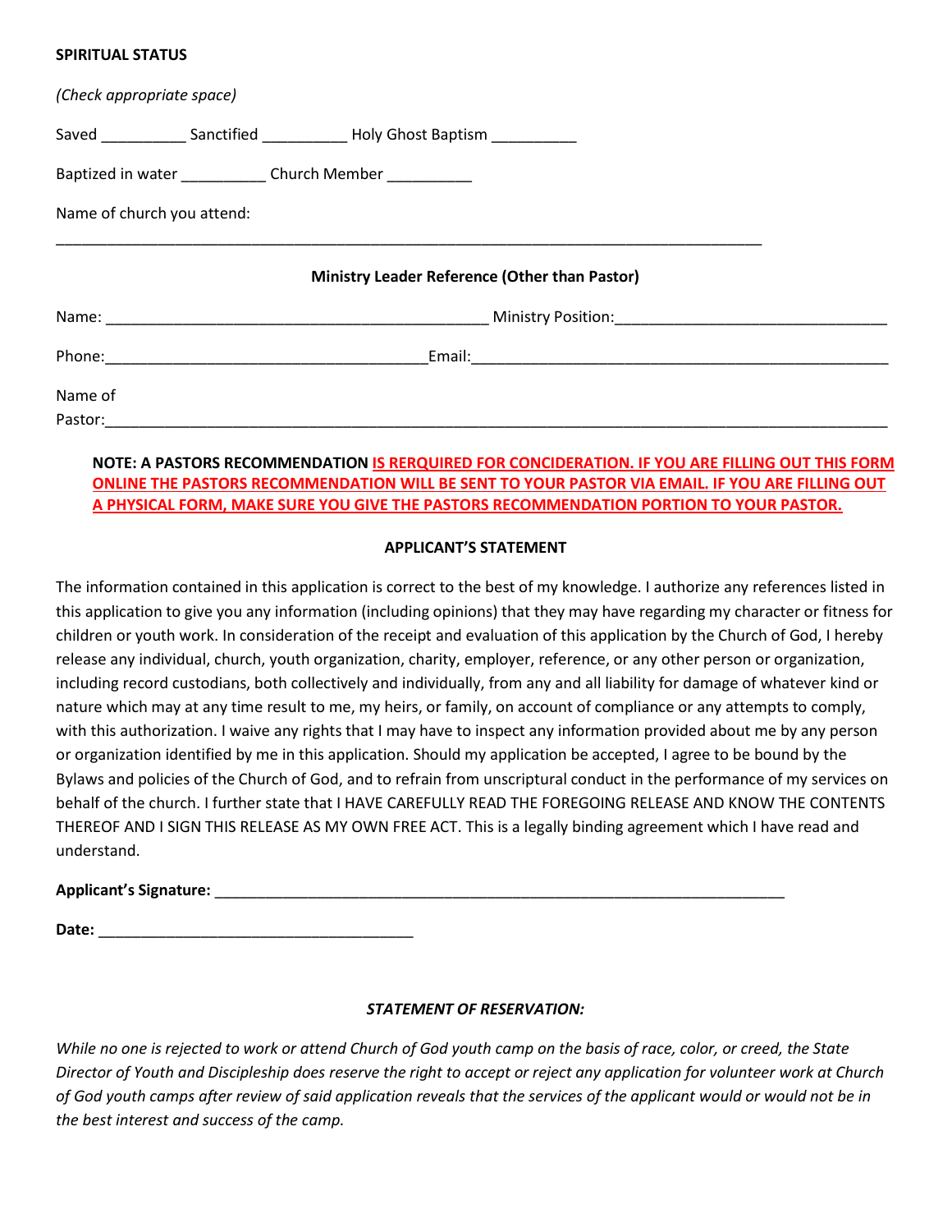**SPIRITUAL STATUS**

*(Check appropriate space)*

Saved __________ Sanctified __________ Holy Ghost Baptism __________

Baptized in water __________ Church Member __________

Name of church you attend:

______________________________________________________________________________________

**Ministry Leader Reference (Other than Pastor)**

Name: ______________________________________________ Ministry Position:_______________________________

Phone:______________________________________Email:_________________________________________________

Name of Pastor:_________________________________________________________________________________________

**NOTE: A PASTORS RECOMMENDATION <u>IS RERQUIRED FOR CONCIDERATION. IF YOU ARE FILLING OUT THIS FORM ONLINE THE PASTORS RECOMMENDATION WILL BE SENT TO YOUR PASTOR VIA EMAIL. IF YOU ARE FILLING OUT A PHYSICAL FORM, MAKE SURE YOU GIVE THE PASTORS RECOMMENDATION PORTION TO YOUR PASTOR.</u>**

**APPLICANT'S STATEMENT**

The information contained in this application is correct to the best of my knowledge. I authorize any references listed in this application to give you any information (including opinions) that they may have regarding my character or fitness for children or youth work. In consideration of the receipt and evaluation of this application by the Church of God, I hereby release any individual, church, youth organization, charity, employer, reference, or any other person or organization, including record custodians, both collectively and individually, from any and all liability for damage of whatever kind or nature which may at any time result to me, my heirs, or family, on account of compliance or any attempts to comply, with this authorization. I waive any rights that I may have to inspect any information provided about me by any person or organization identified by me in this application. Should my application be accepted, I agree to be bound by the Bylaws and policies of the Church of God, and to refrain from unscriptural conduct in the performance of my services on behalf of the church. I further state that I HAVE CAREFULLY READ THE FOREGOING RELEASE AND KNOW THE CONTENTS THEREOF AND I SIGN THIS RELEASE AS MY OWN FREE ACT. This is a legally binding agreement which I have read and understand.

**Applicant's Signature:** ______________________________________________________________________

**Date:** _____________________________________

***STATEMENT OF RESERVATION:***

*While no one is rejected to work or attend Church of God youth camp on the basis of race, color, or creed, the State Director of Youth and Discipleship does reserve the right to accept or reject any application for volunteer work at Church of God youth camps after review of said application reveals that the services of the applicant would or would not be in the best interest and success of the camp.*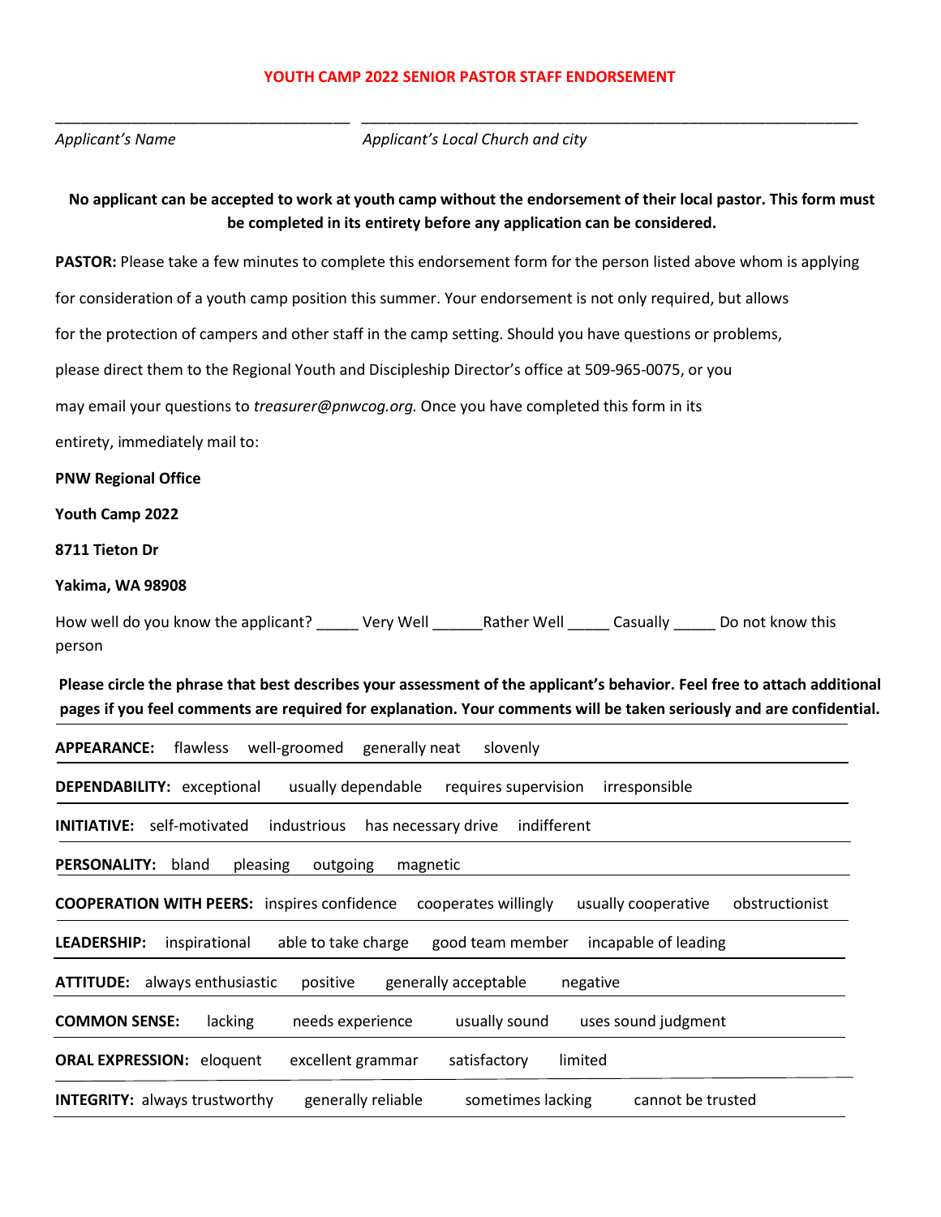# YOUTH CAMP 2022 SENIOR PASTOR STAFF ENDORSEMENT

_________________________________ _______________________________________________________

*Applicant's Name* *Applicant's Local Church and city*

**No applicant can be accepted to work at youth camp without the endorsement of their local pastor. This form must be completed in its entirety before any application can be considered.**

**PASTOR:** Please take a few minutes to complete this endorsement form for the person listed above whom is applying for consideration of a youth camp position this summer. Your endorsement is not only required, but allows for the protection of campers and other staff in the camp setting. Should you have questions or problems, please direct them to the Regional Youth and Discipleship Director's office at 509-965-0075, or you may email your questions to *treasurer@pnwcog.org.* Once you have completed this form in its entirety, immediately mail to:

**PNW Regional Office**

**Youth Camp 2022**

**8711 Tieton Dr**

**Yakima, WA 98908**

How well do you know the applicant? _____ Very Well ______Rather Well _____ Casually _____ Do not know this person

**Please circle the phrase that best describes your assessment of the applicant's behavior. Feel free to attach additional pages if you feel comments are required for explanation. Your comments will be taken seriously and are confidential.**

**APPEARANCE:** flawless well-groomed generally neat slovenly

**DEPENDABILITY:** exceptional usually dependable requires supervision irresponsible

**INITIATIVE:** self-motivated industrious has necessary drive indifferent

**PERSONALITY:** bland pleasing outgoing magnetic

**COOPERATION WITH PEERS:** inspires confidence cooperates willingly usually cooperative obstructionist

**LEADERSHIP:** inspirational able to take charge good team member incapable of leading

**ATTITUDE:** always enthusiastic positive generally acceptable negative

**COMMON SENSE:** lacking needs experience usually sound uses sound judgment

**ORAL EXPRESSION:** eloquent excellent grammar satisfactory limited

**INTEGRITY:** always trustworthy generally reliable sometimes lacking cannot be trusted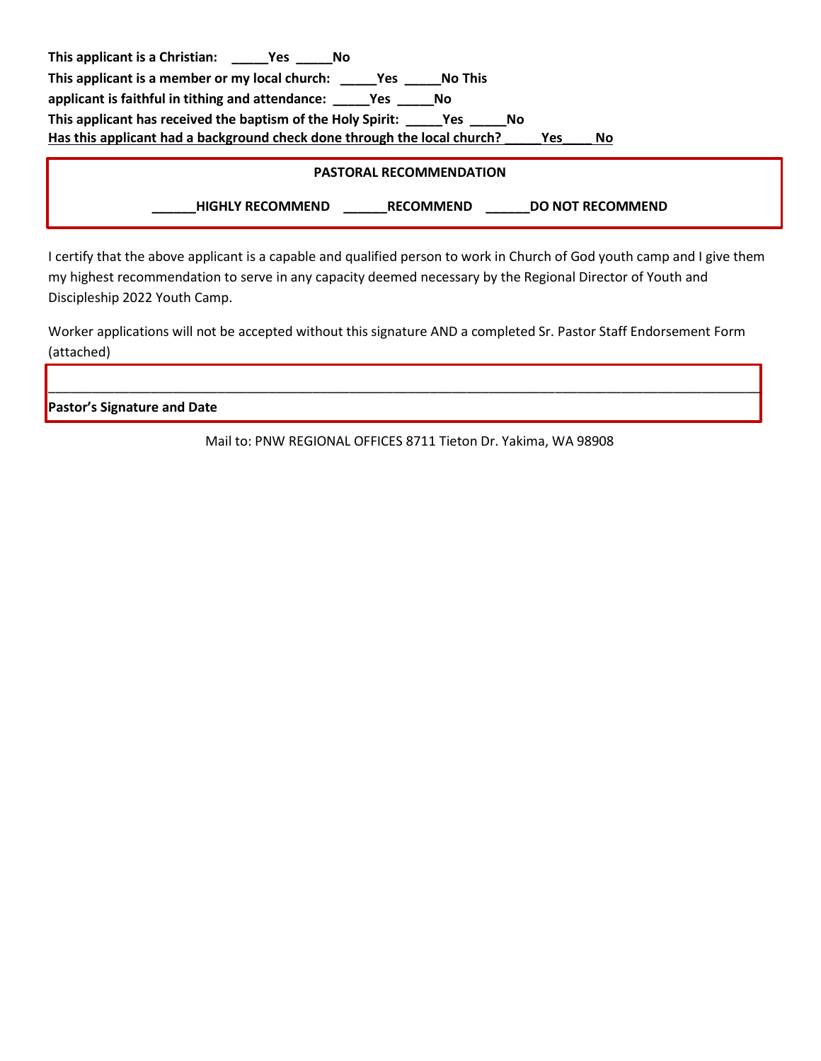**This applicant is a Christian: \_\_\_\_\_Yes \_\_\_\_\_No**
**This applicant is a member or my local church: \_\_\_\_\_Yes \_\_\_\_\_No This**
**applicant is faithful in tithing and attendance: \_\_\_\_\_Yes \_\_\_\_\_No**
**This applicant has received the baptism of the Holy Spirit: \_\_\_\_\_Yes \_\_\_\_\_No**
**Has this applicant had a background check done through the local church? \_\_\_\_\_Yes\_\_\_\_ No**

**PASTORAL RECOMMENDATION**

**\_\_\_\_\_\_HIGHLY RECOMMEND \_\_\_\_\_\_RECOMMEND \_\_\_\_\_\_DO NOT RECOMMEND**

I certify that the above applicant is a capable and qualified person to work in Church of God youth camp and I give them my highest recommendation to serve in any capacity deemed necessary by the Regional Director of Youth and Discipleship 2022 Youth Camp.

Worker applications will not be accepted without this signature AND a completed Sr. Pastor Staff Endorsement Form (attached)

\_\_\_\_\_\_\_\_\_\_\_\_\_\_\_\_\_\_\_\_\_\_\_\_\_\_\_\_\_\_\_\_\_\_\_\_\_\_\_\_\_\_\_\_\_\_\_\_\_\_\_\_\_\_\_\_\_\_\_\_\_\_\_\_\_\_\_\_\_\_\_\_\_\_\_\_\_\_

**Pastor's Signature and Date**

Mail to: PNW REGIONAL OFFICES 8711 Tieton Dr. Yakima, WA 98908